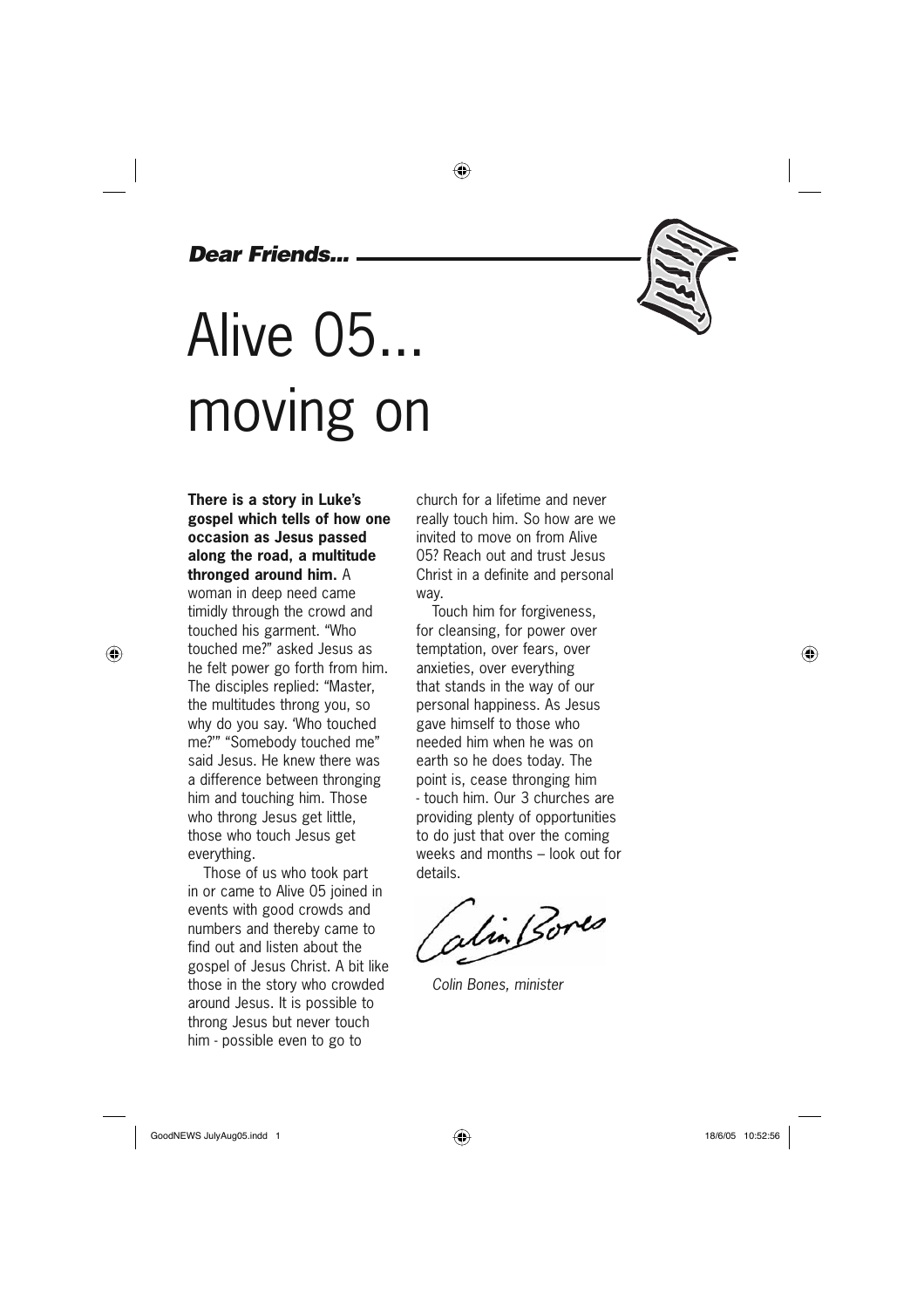***Dear Friends...***

# Alive 05... moving on

**There is a story in Luke's gospel which tells of how one occasion as Jesus passed along the road, a multitude thronged around him.** A woman in deep need came timidly through the crowd and touched his garment. "Who touched me?" asked Jesus as he felt power go forth from him. The disciples replied: "Master, the multitudes throng you, so why do you say. 'Who touched me?'" "Somebody touched me" said Jesus. He knew there was a difference between thronging him and touching him. Those who throng Jesus get little, those who touch Jesus get everything.

Those of us who took part in or came to Alive 05 joined in events with good crowds and numbers and thereby came to find out and listen about the gospel of Jesus Christ. A bit like those in the story who crowded around Jesus. It is possible to throng Jesus but never touch him - possible even to go to church for a lifetime and never really touch him. So how are we invited to move on from Alive 05? Reach out and trust Jesus Christ in a definite and personal way.

Touch him for forgiveness, for cleansing, for power over temptation, over fears, over anxieties, over everything that stands in the way of our personal happiness. As Jesus gave himself to those who needed him when he was on earth so he does today. The point is, cease thronging him - touch him. Our 3 churches are providing plenty of opportunities to do just that over the coming weeks and months – look out for details.

Colin Bones

*Colin Bones, minister*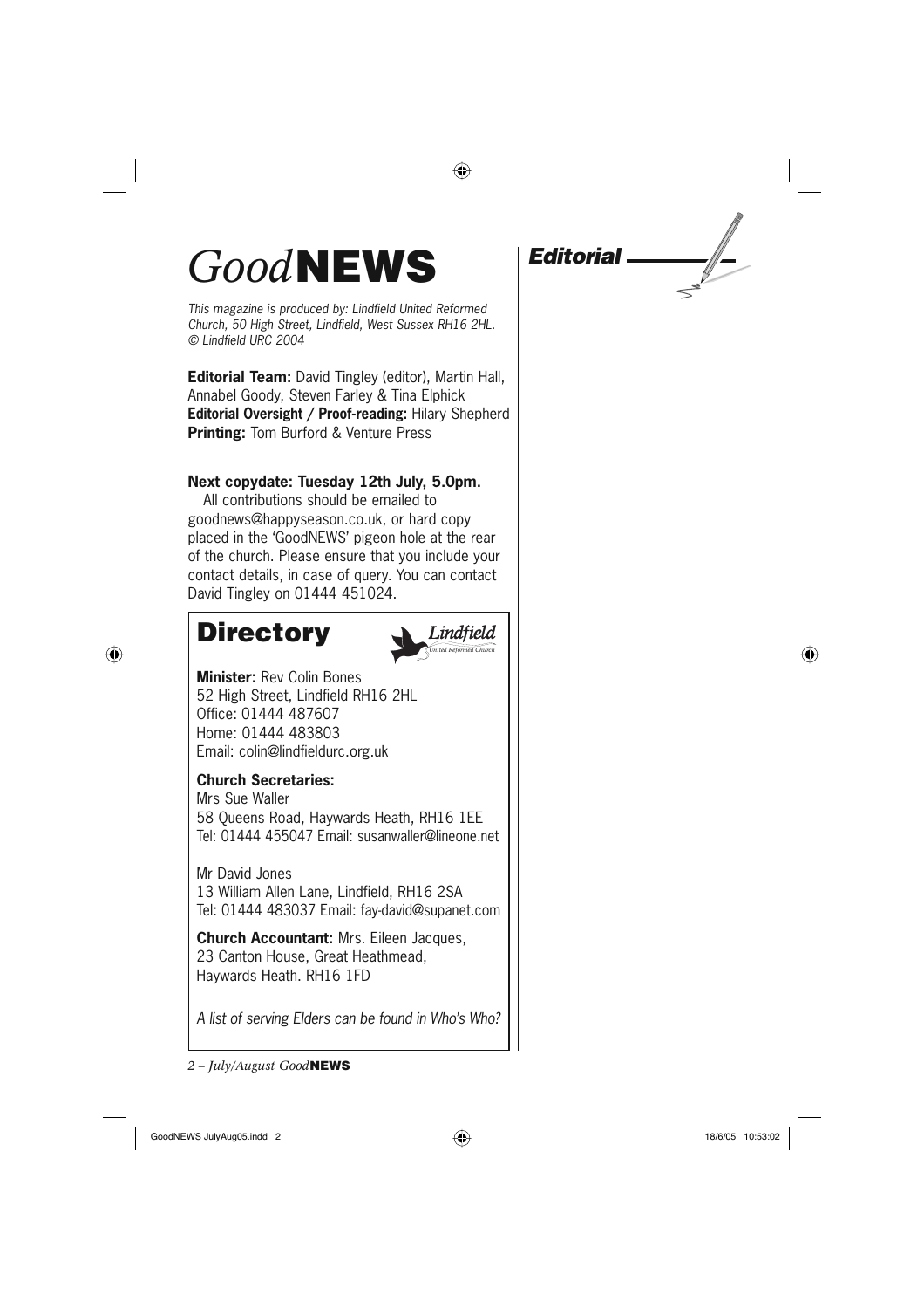# *Good* NEWS

*This magazine is produced by: Lindfield United Reformed Church, 50 High Street, Lindfield, West Sussex RH16 2HL. © Lindfield URC 2004*

**Editorial Team:** David Tingley (editor), Martin Hall, Annabel Goody, Steven Farley & Tina Elphick
**Editorial Oversight / Proof-reading:** Hilary Shepherd
**Printing:** Tom Burford & Venture Press

**Next copydate: Tuesday 12th July, 5.0pm.**

All contributions should be emailed to goodnews@happyseason.co.uk, or hard copy placed in the 'GoodNEWS' pigeon hole at the rear of the church. Please ensure that you include your contact details, in case of query. You can contact David Tingley on 01444 451024.

## Directory

*Lindfield United Reformed Church*

**Minister:** Rev Colin Bones
52 High Street, Lindfield RH16 2HL
Office: 01444 487607
Home: 01444 483803
Email: colin@lindfieldurc.org.uk

**Church Secretaries:**
Mrs Sue Waller
58 Queens Road, Haywards Heath, RH16 1EE
Tel: 01444 455047 Email: susanwaller@lineone.net

Mr David Jones
13 William Allen Lane, Lindfield, RH16 2SA
Tel: 01444 483037 Email: fay-david@supanet.com

**Church Accountant:** Mrs. Eileen Jacques,
23 Canton House, Great Heathmead,
Haywards Heath. RH16 1FD

*A list of serving Elders can be found in Who's Who?*

## *Editorial*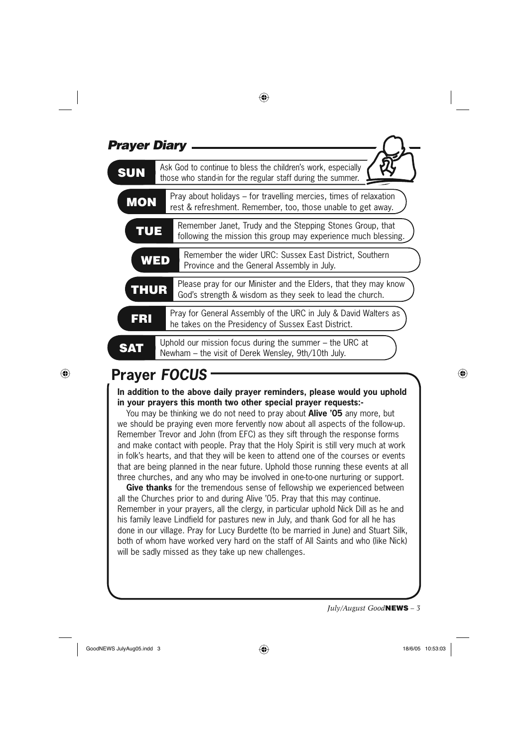## *Prayer Diary*

**SUN** Ask God to continue to bless the children's work, especially those who stand-in for the regular staff during the summer.

**MON** Pray about holidays – for travelling mercies, times of relaxation rest & refreshment. Remember, too, those unable to get away.

**TUE** Remember Janet, Trudy and the Stepping Stones Group, that following the mission this group may experience much blessing.

**WED** Remember the wider URC: Sussex East District, Southern Province and the General Assembly in July.

**THUR** Please pray for our Minister and the Elders, that they may know God's strength & wisdom as they seek to lead the church.

**FRI** Pray for General Assembly of the URC in July & David Walters as he takes on the Presidency of Sussex East District.

**SAT** Uphold our mission focus during the summer – the URC at Newham – the visit of Derek Wensley, 9th/10th July.

## Prayer *FOCUS*

**In addition to the above daily prayer reminders, please would you uphold in your prayers this month two other special prayer requests:-**

You may be thinking we do not need to pray about **Alive '05** any more, but we should be praying even more fervently now about all aspects of the follow-up. Remember Trevor and John (from EFC) as they sift through the response forms and make contact with people. Pray that the Holy Spirit is still very much at work in folk's hearts, and that they will be keen to attend one of the courses or events that are being planned in the near future. Uphold those running these events at all three churches, and any who may be involved in one-to-one nurturing or support.

**Give thanks** for the tremendous sense of fellowship we experienced between all the Churches prior to and during Alive '05. Pray that this may continue. Remember in your prayers, all the clergy, in particular uphold Nick Dill as he and his family leave Lindfield for pastures new in July, and thank God for all he has done in our village. Pray for Lucy Burdette (to be married in June) and Stuart Silk, both of whom have worked very hard on the staff of All Saints and who (like Nick) will be sadly missed as they take up new challenges.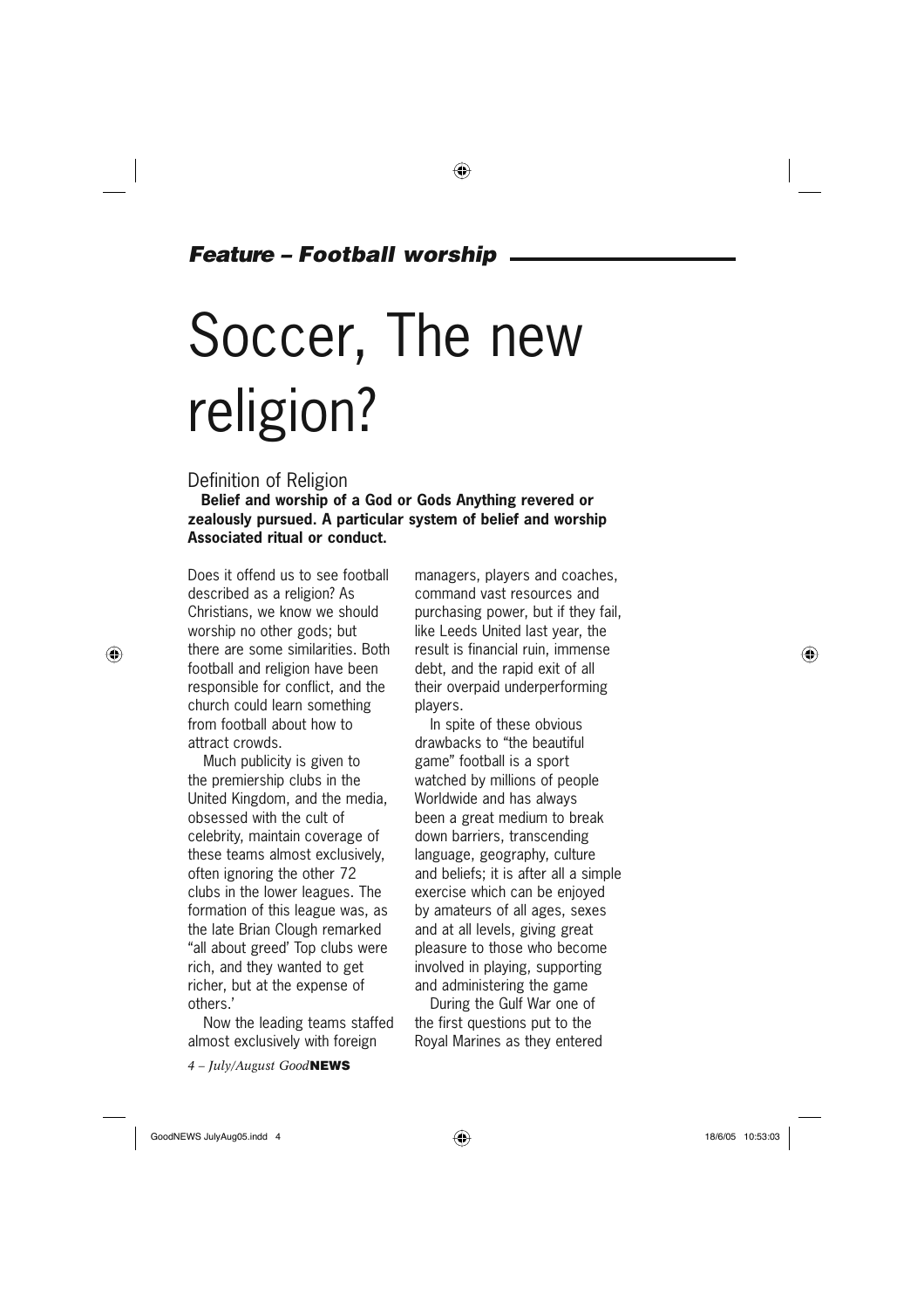*Feature – Football worship*

# Soccer, The new religion?

## Definition of Religion

**Belief and worship of a God or Gods Anything revered or zealously pursued. A particular system of belief and worship Associated ritual or conduct.**

Does it offend us to see football described as a religion? As Christians, we know we should worship no other gods; but there are some similarities. Both football and religion have been responsible for conflict, and the church could learn something from football about how to attract crowds.

Much publicity is given to the premiership clubs in the United Kingdom, and the media, obsessed with the cult of celebrity, maintain coverage of these teams almost exclusively, often ignoring the other 72 clubs in the lower leagues. The formation of this league was, as the late Brian Clough remarked "all about greed' Top clubs were rich, and they wanted to get richer, but at the expense of others.'

Now the leading teams staffed almost exclusively with foreign managers, players and coaches, command vast resources and purchasing power, but if they fail, like Leeds United last year, the result is financial ruin, immense debt, and the rapid exit of all their overpaid underperforming players.

In spite of these obvious drawbacks to "the beautiful game" football is a sport watched by millions of people Worldwide and has always been a great medium to break down barriers, transcending language, geography, culture and beliefs; it is after all a simple exercise which can be enjoyed by amateurs of all ages, sexes and at all levels, giving great pleasure to those who become involved in playing, supporting and administering the game

During the Gulf War one of the first questions put to the Royal Marines as they entered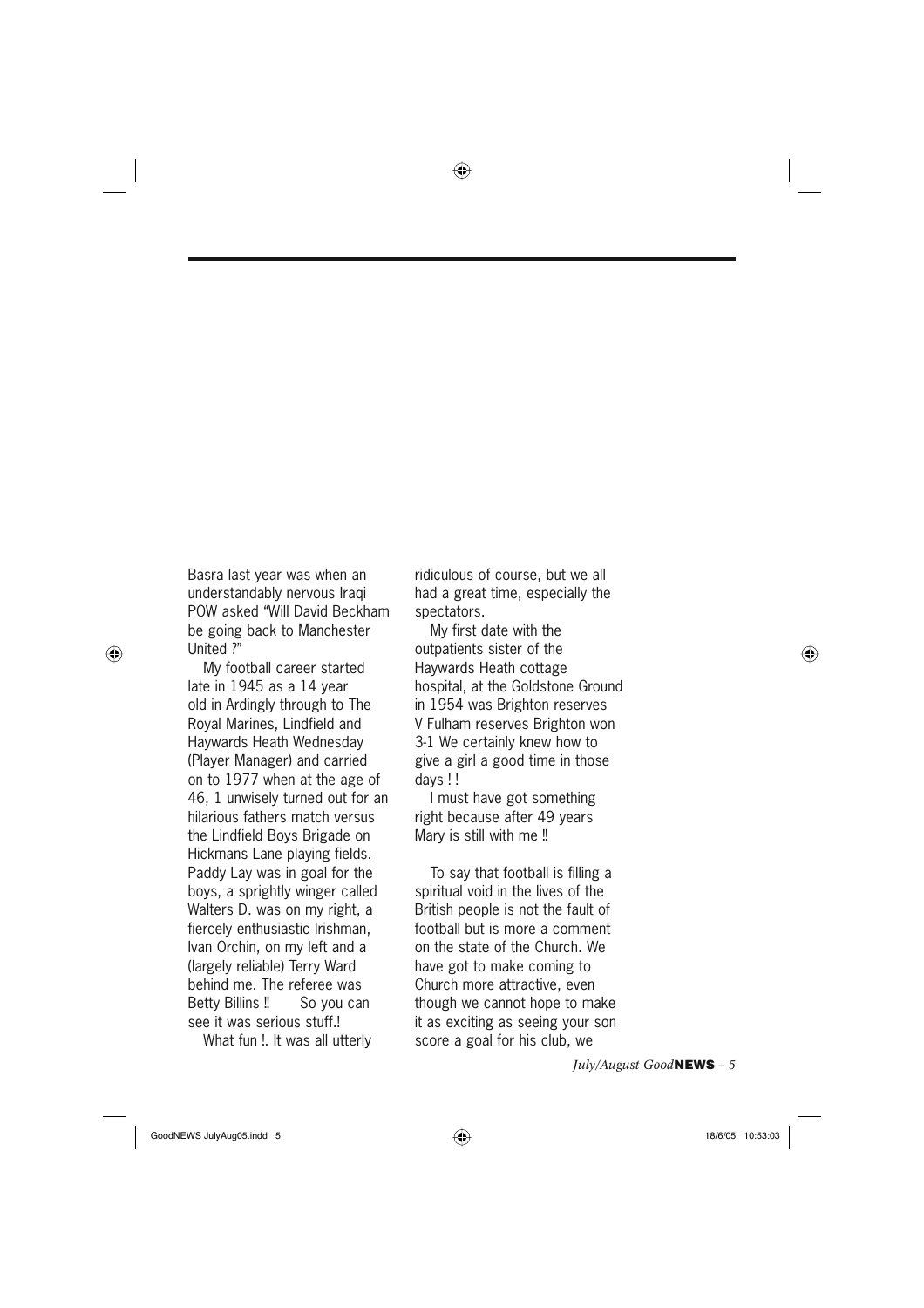Basra last year was when an understandably nervous Iraqi POW asked "Will David Beckham be going back to Manchester United ?"

My football career started late in 1945 as a 14 year old in Ardingly through to The Royal Marines, Lindfield and Haywards Heath Wednesday (Player Manager) and carried on to 1977 when at the age of 46, 1 unwisely turned out for an hilarious fathers match versus the Lindfield Boys Brigade on Hickmans Lane playing fields. Paddy Lay was in goal for the boys, a sprightly winger called Walters D. was on my right, a fiercely enthusiastic Irishman, Ivan Orchin, on my left and a (largely reliable) Terry Ward behind me. The referee was Betty Billins ‼ So you can see it was serious stuff.!

What fun !. It was all utterly ridiculous of course, but we all had a great time, especially the spectators.

My first date with the outpatients sister of the Haywards Heath cottage hospital, at the Goldstone Ground in 1954 was Brighton reserves V Fulham reserves Brighton won 3-1 We certainly knew how to give a girl a good time in those days ! !

I must have got something right because after 49 years Mary is still with me ‼

To say that football is filling a spiritual void in the lives of the British people is not the fault of football but is more a comment on the state of the Church. We have got to make coming to Church more attractive, even though we cannot hope to make it as exciting as seeing your son score a goal for his club, we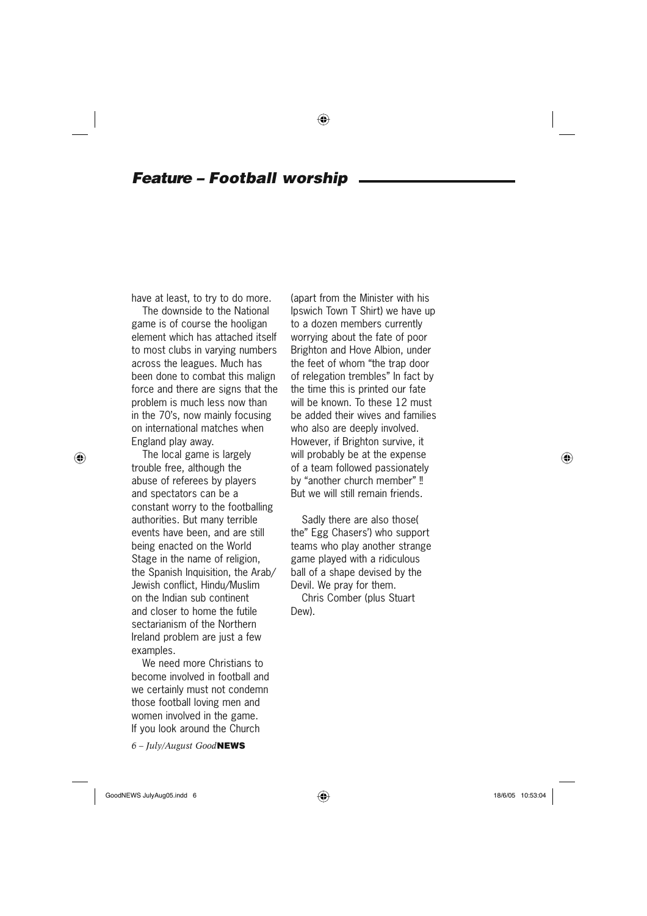## *Feature – Football worship*

have at least, to try to do more.

The downside to the National game is of course the hooligan element which has attached itself to most clubs in varying numbers across the leagues. Much has been done to combat this malign force and there are signs that the problem is much less now than in the 70's, now mainly focusing on international matches when England play away.

The local game is largely trouble free, although the abuse of referees by players and spectators can be a constant worry to the footballing authorities. But many terrible events have been, and are still being enacted on the World Stage in the name of religion, the Spanish Inquisition, the Arab/Jewish conflict, Hindu/Muslim on the Indian sub continent and closer to home the futile sectarianism of the Northern Ireland problem are just a few examples.

We need more Christians to become involved in football and we certainly must not condemn those football loving men and women involved in the game. If you look around the Church (apart from the Minister with his Ipswich Town T Shirt) we have up to a dozen members currently worrying about the fate of poor Brighton and Hove Albion, under the feet of whom "the trap door of relegation trembles" In fact by the time this is printed our fate will be known. To these 12 must be added their wives and families who also are deeply involved. However, if Brighton survive, it will probably be at the expense of a team followed passionately by "another church member" ‼ But we will still remain friends.

Sadly there are also those( the" Egg Chasers') who support teams who play another strange game played with a ridiculous ball of a shape devised by the Devil. We pray for them.

Chris Comber (plus Stuart Dew).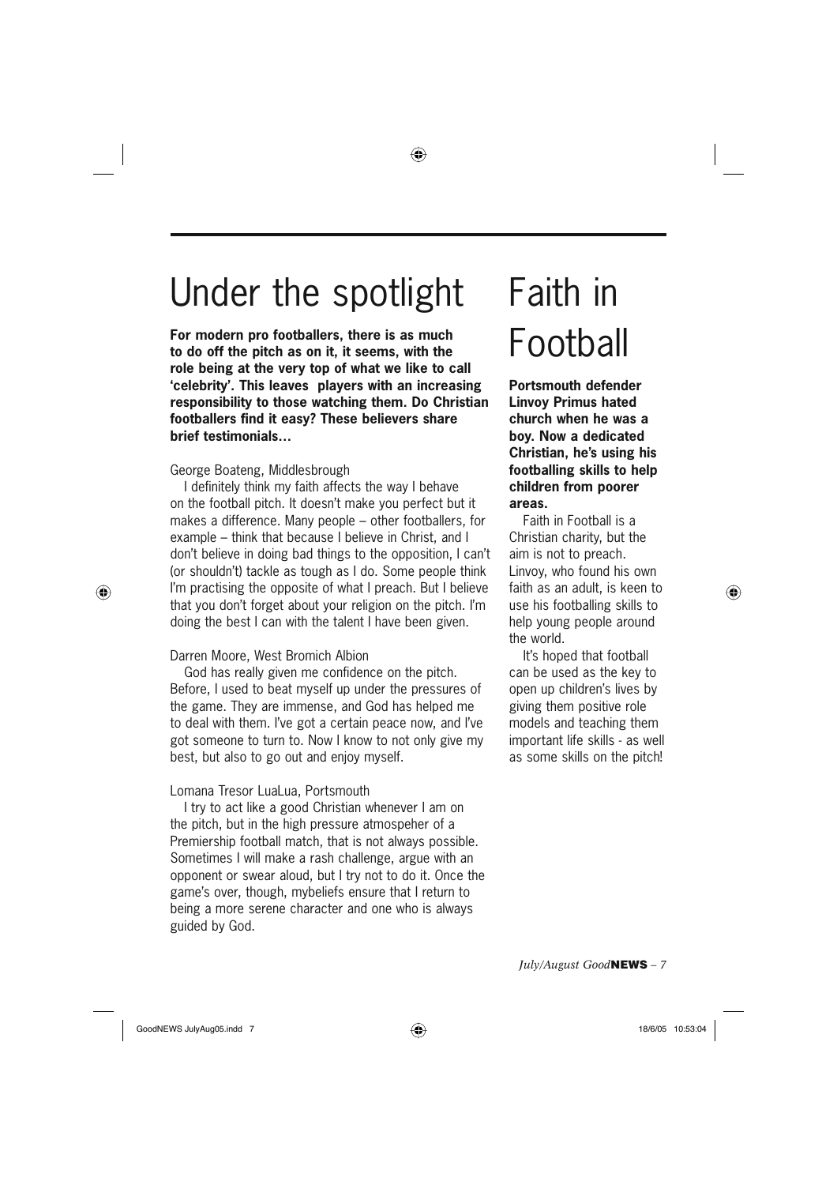# Under the spotlight

**For modern pro footballers, there is as much to do off the pitch as on it, it seems, with the role being at the very top of what we like to call 'celebrity'. This leaves players with an increasing responsibility to those watching them. Do Christian footballers find it easy? These believers share brief testimonials…**

George Boateng, Middlesbrough

I definitely think my faith affects the way I behave on the football pitch. It doesn't make you perfect but it makes a difference. Many people – other footballers, for example – think that because I believe in Christ, and I don't believe in doing bad things to the opposition, I can't (or shouldn't) tackle as tough as I do. Some people think I'm practising the opposite of what I preach. But I believe that you don't forget about your religion on the pitch. I'm doing the best I can with the talent I have been given.

Darren Moore, West Bromich Albion

God has really given me confidence on the pitch. Before, I used to beat myself up under the pressures of the game. They are immense, and God has helped me to deal with them. I've got a certain peace now, and I've got someone to turn to. Now I know to not only give my best, but also to go out and enjoy myself.

Lomana Tresor LuaLua, Portsmouth

I try to act like a good Christian whenever I am on the pitch, but in the high pressure atmospeher of a Premiership football match, that is not always possible. Sometimes I will make a rash challenge, argue with an opponent or swear aloud, but I try not to do it. Once the game's over, though, mybeliefs ensure that I return to being a more serene character and one who is always guided by God.

# Faith in Football

**Portsmouth defender Linvoy Primus hated church when he was a boy. Now a dedicated Christian, he's using his footballing skills to help children from poorer areas.**

Faith in Football is a Christian charity, but the aim is not to preach. Linvoy, who found his own faith as an adult, is keen to use his footballing skills to help young people around the world.

It's hoped that football can be used as the key to open up children's lives by giving them positive role models and teaching them important life skills - as well as some skills on the pitch!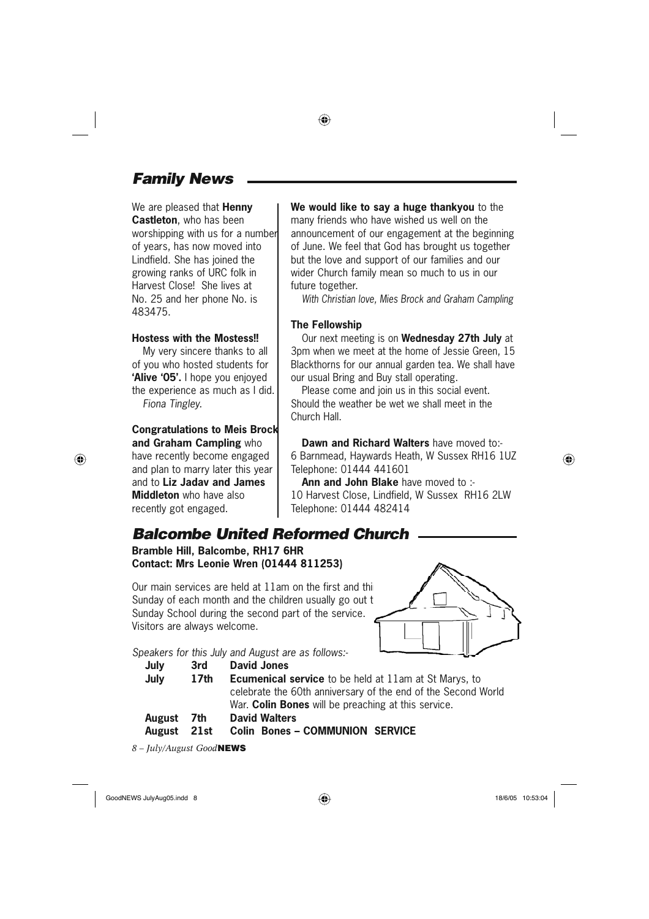## Family News

We are pleased that **Henny Castleton**, who has been worshipping with us for a number of years, has now moved into Lindfield. She has joined the growing ranks of URC folk in Harvest Close! She lives at No. 25 and her phone No. is 483475.

**Hostess with the Mostess!!**

My very sincere thanks to all of you who hosted students for **'Alive '05'.** I hope you enjoyed the experience as much as I did.

*Fiona Tingley.*

**Congratulations to Meis Brock and Graham Campling** who have recently become engaged and plan to marry later this year and to **Liz Jadav and James Middleton** who have also recently got engaged.

**We would like to say a huge thankyou** to the many friends who have wished us well on the announcement of our engagement at the beginning of June. We feel that God has brought us together but the love and support of our families and our wider Church family mean so much to us in our future together.

*With Christian love, Mies Brock and Graham Campling*

**The Fellowship**

Our next meeting is on **Wednesday 27th July** at 3pm when we meet at the home of Jessie Green, 15 Blackthorns for our annual garden tea. We shall have our usual Bring and Buy stall operating.

Please come and join us in this social event. Should the weather be wet we shall meet in the Church Hall.

**Dawn and Richard Walters** have moved to:-
6 Barnmead, Haywards Heath, W Sussex RH16 1UZ
Telephone: 01444 441601

**Ann and John Blake** have moved to :-
10 Harvest Close, Lindfield, W Sussex RH16 2LW
Telephone: 01444 482414

## Balcombe United Reformed Church

**Bramble Hill, Balcombe, RH17 6HR**
**Contact: Mrs Leonie Wren (01444 811253)**

Our main services are held at 11am on the first and thi Sunday of each month and the children usually go out t Sunday School during the second part of the service. Visitors are always welcome.

*Speakers for this July and August are as follows:-*

| | | |
|---|---|---|
| **July** | **3rd** | **David Jones** |
| **July** | **17th** | **Ecumenical service** to be held at 11am at St Marys, to celebrate the 60th anniversary of the end of the Second World War. **Colin Bones** will be preaching at this service. |
| **August** | **7th** | **David Walters** |
| **August** | **21st** | **Colin Bones – COMMUNION SERVICE** |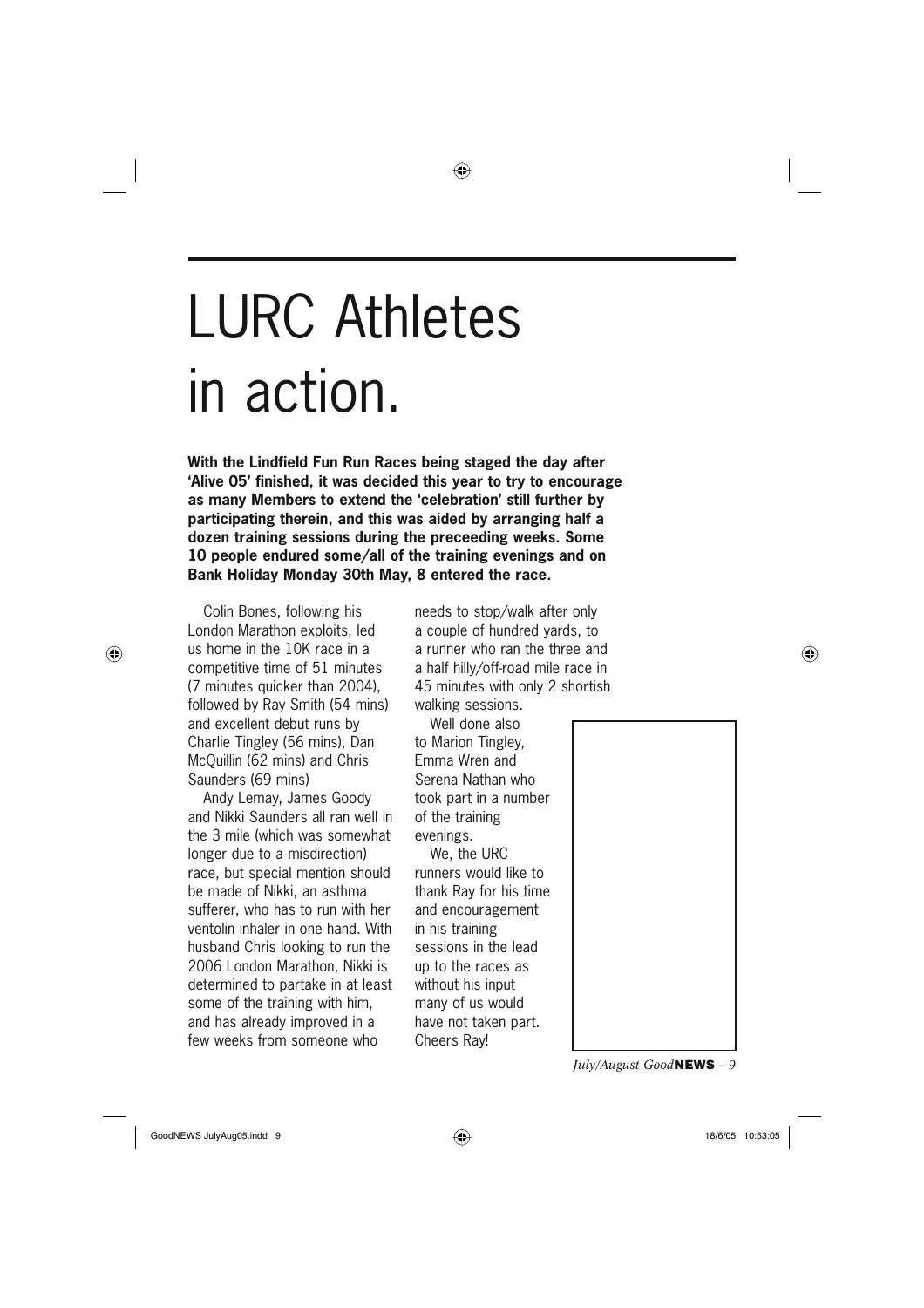# LURC Athletes in action.

**With the Lindfield Fun Run Races being staged the day after 'Alive 05' finished, it was decided this year to try to encourage as many Members to extend the 'celebration' still further by participating therein, and this was aided by arranging half a dozen training sessions during the preceeding weeks. Some 10 people endured some/all of the training evenings and on Bank Holiday Monday 30th May, 8 entered the race.**

Colin Bones, following his London Marathon exploits, led us home in the 10K race in a competitive time of 51 minutes (7 minutes quicker than 2004), followed by Ray Smith (54 mins) and excellent debut runs by Charlie Tingley (56 mins), Dan McQuillin (62 mins) and Chris Saunders (69 mins)

Andy Lemay, James Goody and Nikki Saunders all ran well in the 3 mile (which was somewhat longer due to a misdirection) race, but special mention should be made of Nikki, an asthma sufferer, who has to run with her ventolin inhaler in one hand. With husband Chris looking to run the 2006 London Marathon, Nikki is determined to partake in at least some of the training with him, and has already improved in a few weeks from someone who needs to stop/walk after only a couple of hundred yards, to a runner who ran the three and a half hilly/off-road mile race in 45 minutes with only 2 shortish walking sessions.

Well done also to Marion Tingley, Emma Wren and Serena Nathan who took part in a number of the training evenings.

We, the URC runners would like to thank Ray for his time and encouragement in his training sessions in the lead up to the races as without his input many of us would have not taken part. Cheers Ray!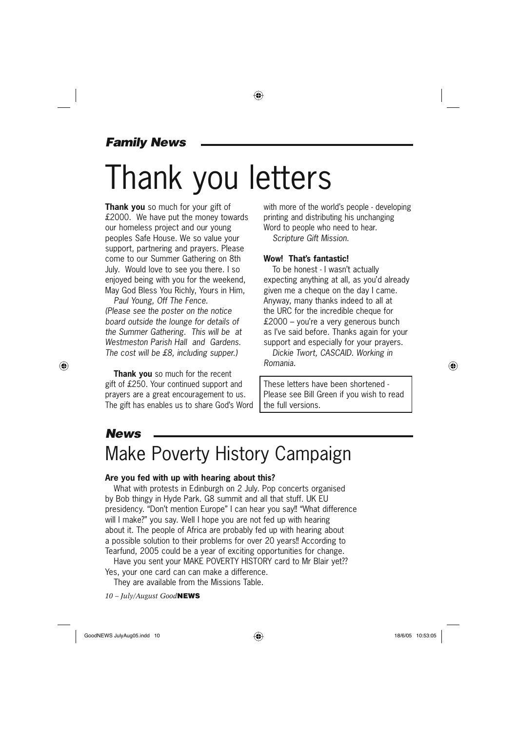*Family News*

# Thank you letters

**Thank you** so much for your gift of £2000. We have put the money towards our homeless project and our young peoples Safe House. We so value your support, partnering and prayers. Please come to our Summer Gathering on 8th July. Would love to see you there. I so enjoyed being with you for the weekend, May God Bless You Richly, Yours in Him,

*Paul Young, Off The Fence.*

*(Please see the poster on the notice board outside the lounge for details of the Summer Gathering. This will be at Westmeston Parish Hall and Gardens. The cost will be £8, including supper.)*

**Thank you** so much for the recent gift of £250. Your continued support and prayers are a great encouragement to us. The gift has enables us to share God's Word with more of the world's people - developing printing and distributing his unchanging Word to people who need to hear.

*Scripture Gift Mission.*

**Wow! That's fantastic!**

To be honest - I wasn't actually expecting anything at all, as you'd already given me a cheque on the day I came. Anyway, many thanks indeed to all at the URC for the incredible cheque for £2000 – you're a very generous bunch as I've said before. Thanks again for your support and especially for your prayers.

*Dickie Twort, CASCAID. Working in Romania.*

These letters have been shortened - Please see Bill Green if you wish to read the full versions.

*News*

# Make Poverty History Campaign

**Are you fed with up with hearing about this?**

What with protests in Edinburgh on 2 July. Pop concerts organised by Bob thingy in Hyde Park. G8 summit and all that stuff. UK EU presidency. "Don't mention Europe" I can hear you say‼ "What difference will I make?" you say. Well I hope you are not fed up with hearing about it. The people of Africa are probably fed up with hearing about a possible solution to their problems for over 20 years‼ According to Tearfund, 2005 could be a year of exciting opportunities for change.

Have you sent your MAKE POVERTY HISTORY card to Mr Blair yet?? Yes, your one card can can make a difference.

They are available from the Missions Table.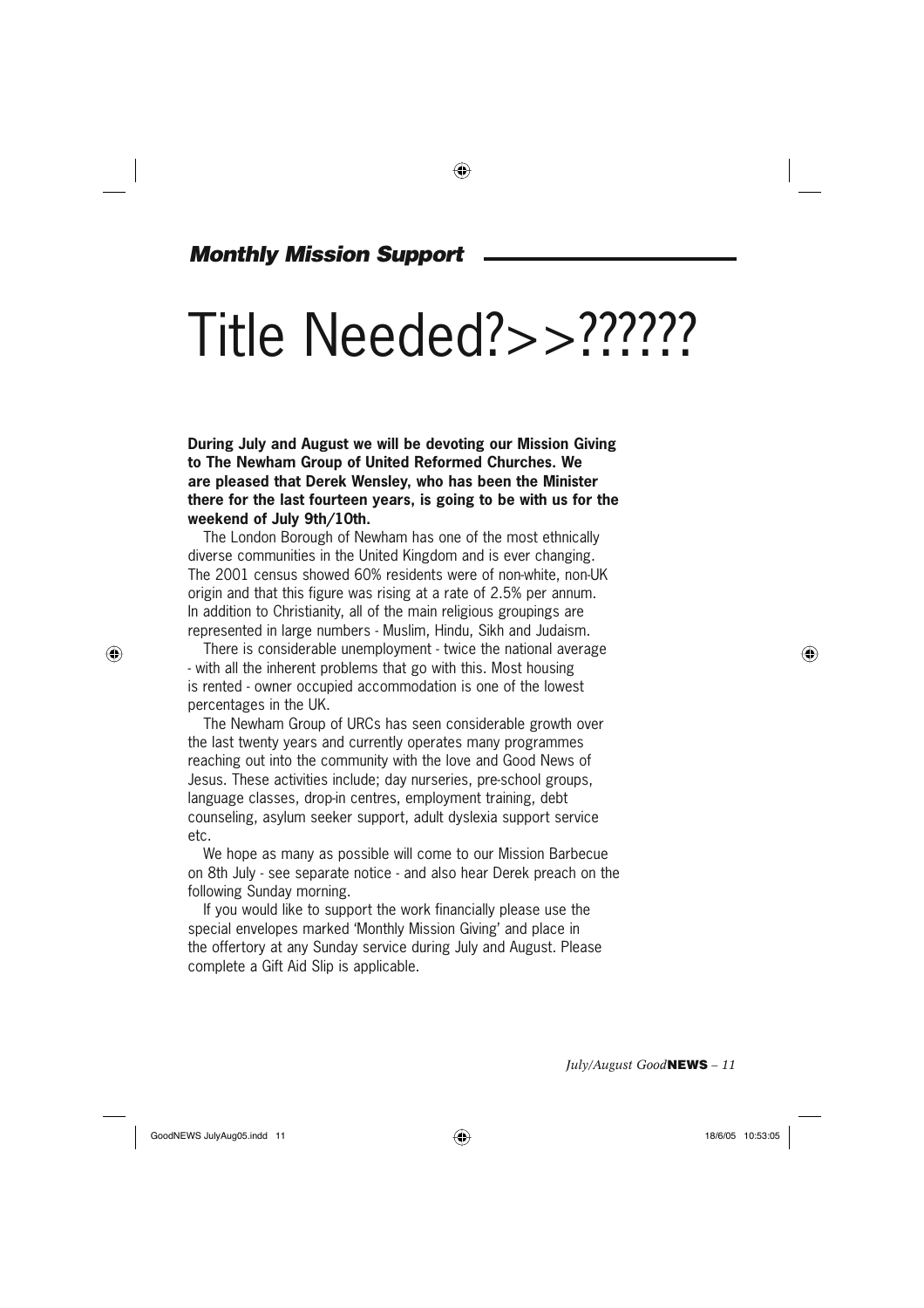*Monthly Mission Support*

# Title Needed?>>??????

**During July and August we will be devoting our Mission Giving to The Newham Group of United Reformed Churches. We are pleased that Derek Wensley, who has been the Minister there for the last fourteen years, is going to be with us for the weekend of July 9th/10th.**

The London Borough of Newham has one of the most ethnically diverse communities in the United Kingdom and is ever changing. The 2001 census showed 60% residents were of non-white, non-UK origin and that this figure was rising at a rate of 2.5% per annum. In addition to Christianity, all of the main religious groupings are represented in large numbers - Muslim, Hindu, Sikh and Judaism.

There is considerable unemployment - twice the national average - with all the inherent problems that go with this. Most housing is rented - owner occupied accommodation is one of the lowest percentages in the UK.

The Newham Group of URCs has seen considerable growth over the last twenty years and currently operates many programmes reaching out into the community with the love and Good News of Jesus. These activities include; day nurseries, pre-school groups, language classes, drop-in centres, employment training, debt counseling, asylum seeker support, adult dyslexia support service etc.

We hope as many as possible will come to our Mission Barbecue on 8th July - see separate notice - and also hear Derek preach on the following Sunday morning.

If you would like to support the work financially please use the special envelopes marked 'Monthly Mission Giving' and place in the offertory at any Sunday service during July and August. Please complete a Gift Aid Slip is applicable.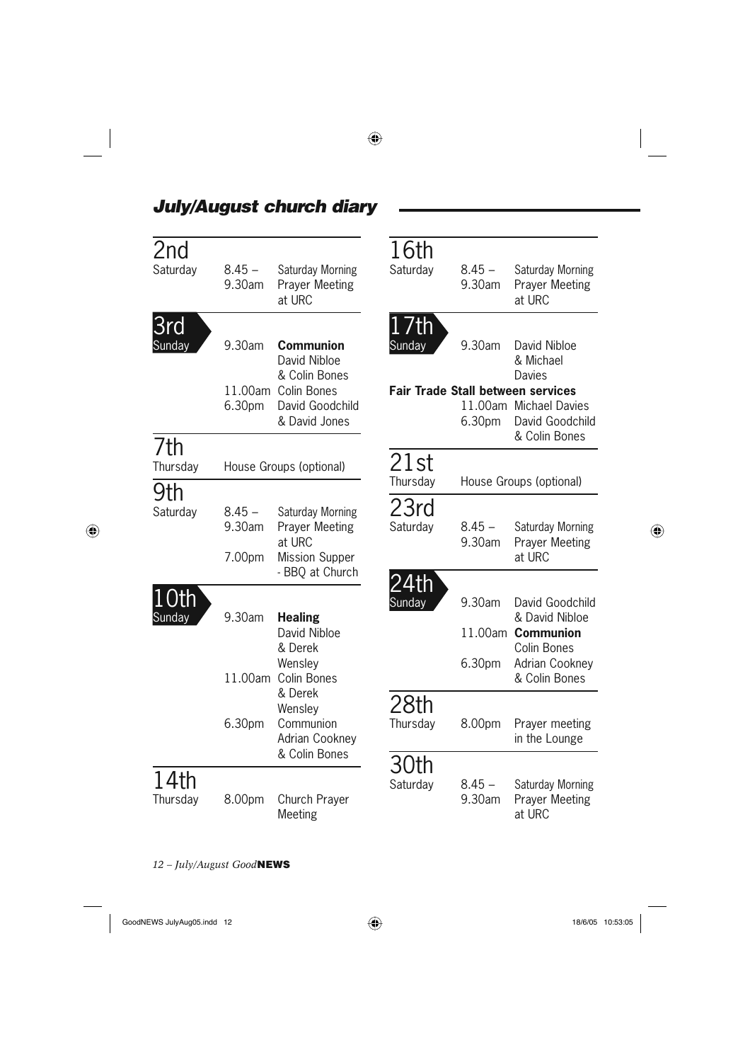## July/August church diary

| Date | Day | Time | Event |
|---|---|---|---|
| 2nd | Saturday | 8.45 – 9.30am | Saturday Morning Prayer Meeting at URC |
| 3rd | Sunday | 9.30am | **Communion** David Nibloe & Colin Bones |
| | | 11.00am | Colin Bones |
| | | 6.30pm | David Goodchild & David Jones |
| 7th | Thursday | | House Groups (optional) |
| 9th | Saturday | 8.45 – 9.30am | Saturday Morning Prayer Meeting at URC |
| | | 7.00pm | Mission Supper - BBQ at Church |
| 10th | Sunday | 9.30am | **Healing** David Nibloe & Derek Wensley |
| | | 11.00am | Colin Bones & Derek Wensley |
| | | 6.30pm | Communion Adrian Cookney & Colin Bones |
| 14th | Thursday | 8.00pm | Church Prayer Meeting |
| 16th | Saturday | 8.45 – 9.30am | Saturday Morning Prayer Meeting at URC |
| 17th | Sunday | 9.30am | David Nibloe & Michael Davies |
| | | | **Fair Trade Stall between services** |
| | | 11.00am | Michael Davies |
| | | 6.30pm | David Goodchild & Colin Bones |
| 21st | Thursday | | House Groups (optional) |
| 23rd | Saturday | 8.45 – 9.30am | Saturday Morning Prayer Meeting at URC |
| 24th | Sunday | 9.30am | David Goodchild & David Nibloe |
| | | 11.00am | **Communion** Colin Bones |
| | | 6.30pm | Adrian Cookney & Colin Bones |
| 28th | Thursday | 8.00pm | Prayer meeting in the Lounge |
| 30th | Saturday | 8.45 – 9.30am | Saturday Morning Prayer Meeting at URC |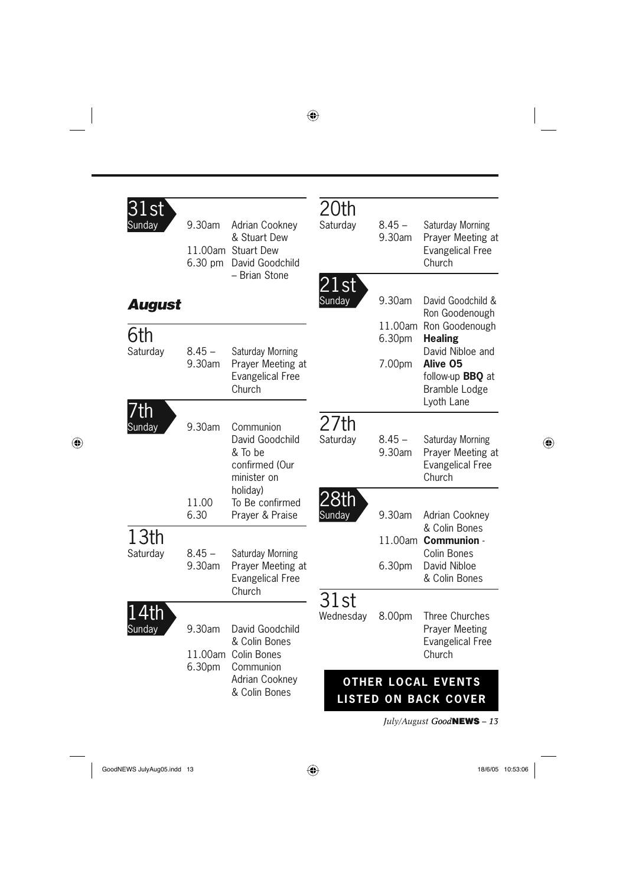**31st Sunday**

| | |
|---|---|
| 9.30am | Adrian Cookney & Stuart Dew |
| 11.00am | Stuart Dew |
| 6.30 pm | David Goodchild – Brian Stone |

## *August*

**6th Saturday**

| | |
|---|---|
| 8.45 – 9.30am | Saturday Morning Prayer Meeting at Evangelical Free Church |

**7th Sunday**

| | |
|---|---|
| 9.30am | Communion David Goodchild & To be confirmed (Our minister on holiday) |
| 11.00 | To Be confirmed |
| 6.30 | Prayer & Praise |

**13th Saturday**

| | |
|---|---|
| 8.45 – 9.30am | Saturday Morning Prayer Meeting at Evangelical Free Church |

**14th Sunday**

| | |
|---|---|
| 9.30am | David Goodchild & Colin Bones |
| 11.00am | Colin Bones |
| 6.30pm | Communion Adrian Cookney & Colin Bones |

**20th Saturday**

| | |
|---|---|
| 8.45 – 9.30am | Saturday Morning Prayer Meeting at Evangelical Free Church |

**21st Sunday**

| | |
|---|---|
| 9.30am | David Goodchild & Ron Goodenough |
| 11.00am | Ron Goodenough |
| 6.30pm | **Healing** David Nibloe and |
| 7.00pm | **Alive O5** follow-up **BBQ** at Bramble Lodge Lyoth Lane |

**27th Saturday**

| | |
|---|---|
| 8.45 – 9.30am | Saturday Morning Prayer Meeting at Evangelical Free Church |

**28th Sunday**

| | |
|---|---|
| 9.30am | Adrian Cookney & Colin Bones |
| 11.00am | **Communion** - Colin Bones |
| 6.30pm | David Nibloe & Colin Bones |

**31st Wednesday**

| | |
|---|---|
| 8.00pm | Three Churches Prayer Meeting Evangelical Free Church |

**OTHER LOCAL EVENTS LISTED ON BACK COVER**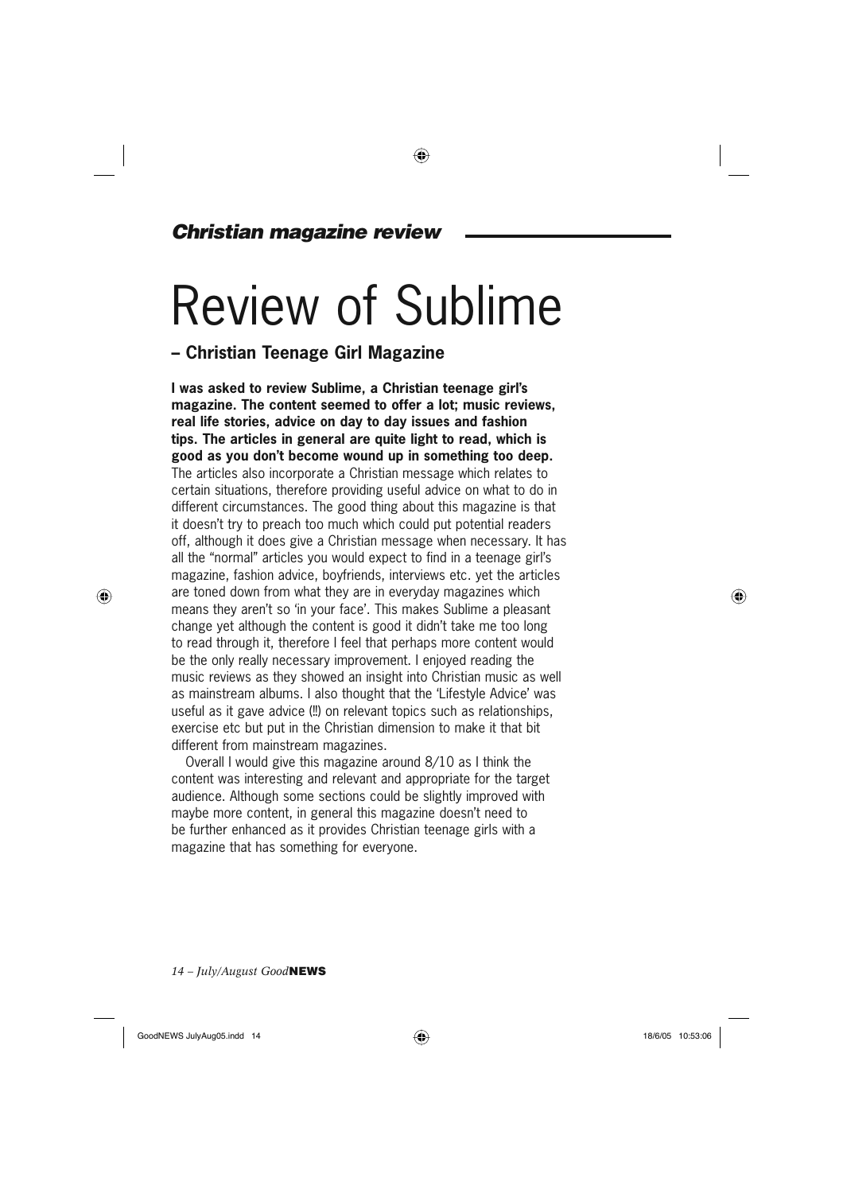*Christian magazine review*

# Review of Sublime

## – Christian Teenage Girl Magazine

**I was asked to review Sublime, a Christian teenage girl's magazine. The content seemed to offer a lot; music reviews, real life stories, advice on day to day issues and fashion tips. The articles in general are quite light to read, which is good as you don't become wound up in something too deep.** The articles also incorporate a Christian message which relates to certain situations, therefore providing useful advice on what to do in different circumstances. The good thing about this magazine is that it doesn't try to preach too much which could put potential readers off, although it does give a Christian message when necessary. It has all the "normal" articles you would expect to find in a teenage girl's magazine, fashion advice, boyfriends, interviews etc. yet the articles are toned down from what they are in everyday magazines which means they aren't so 'in your face'. This makes Sublime a pleasant change yet although the content is good it didn't take me too long to read through it, therefore I feel that perhaps more content would be the only really necessary improvement. I enjoyed reading the music reviews as they showed an insight into Christian music as well as mainstream albums. I also thought that the 'Lifestyle Advice' was useful as it gave advice (!!) on relevant topics such as relationships, exercise etc but put in the Christian dimension to make it that bit different from mainstream magazines.

Overall I would give this magazine around 8/10 as I think the content was interesting and relevant and appropriate for the target audience. Although some sections could be slightly improved with maybe more content, in general this magazine doesn't need to be further enhanced as it provides Christian teenage girls with a magazine that has something for everyone.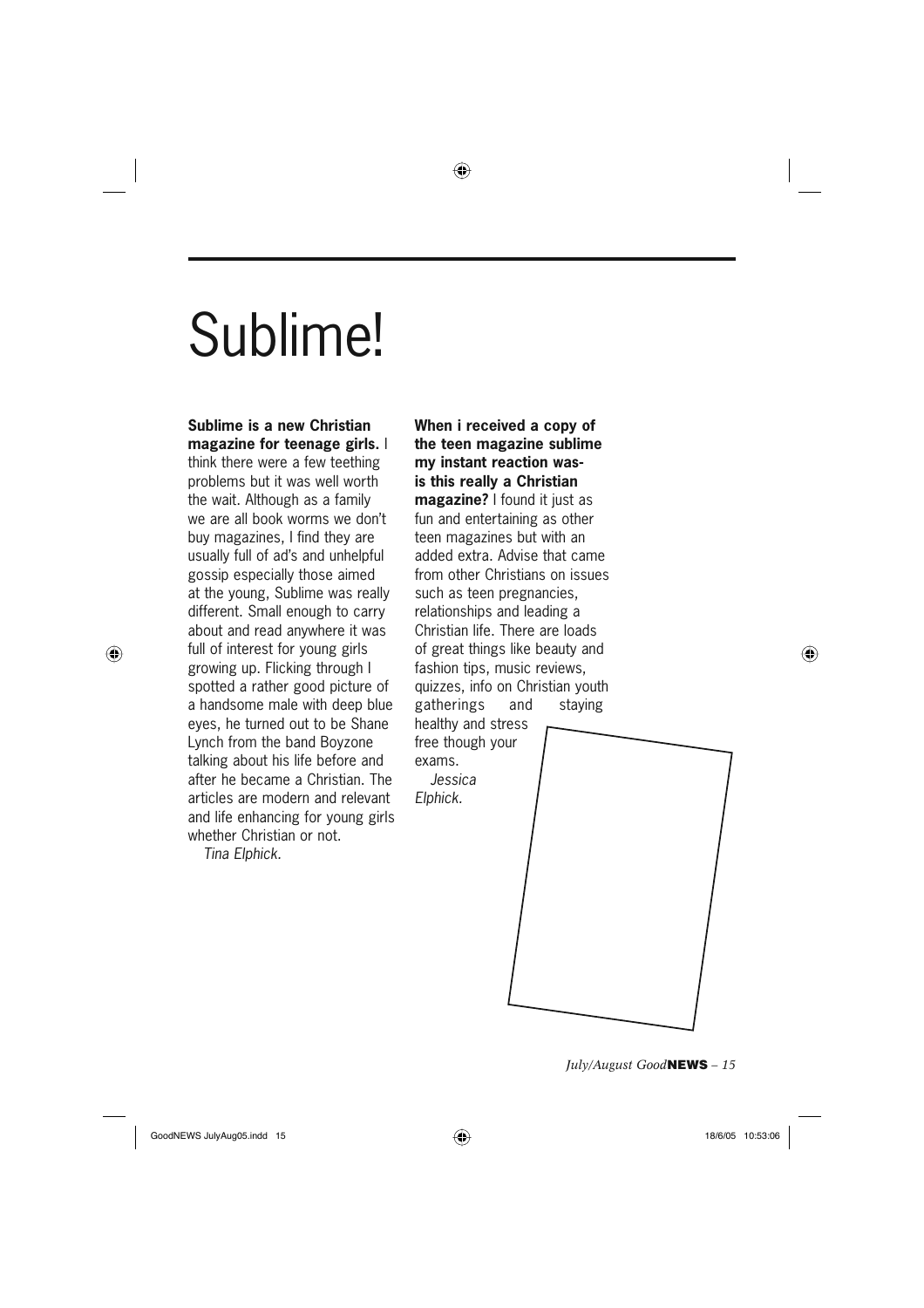# Sublime!

**Sublime is a new Christian magazine for teenage girls.** I think there were a few teething problems but it was well worth the wait. Although as a family we are all book worms we don't buy magazines, I find they are usually full of ad's and unhelpful gossip especially those aimed at the young, Sublime was really different. Small enough to carry about and read anywhere it was full of interest for young girls growing up. Flicking through I spotted a rather good picture of a handsome male with deep blue eyes, he turned out to be Shane Lynch from the band Boyzone talking about his life before and after he became a Christian. The articles are modern and relevant and life enhancing for young girls whether Christian or not.

*Tina Elphick.*

**When i received a copy of the teen magazine sublime my instant reaction was- is this really a Christian magazine?** I found it just as fun and entertaining as other teen magazines but with an added extra. Advise that came from other Christians on issues such as teen pregnancies, relationships and leading a Christian life. There are loads of great things like beauty and fashion tips, music reviews, quizzes, info on Christian youth gatherings and staying healthy and stress free though your exams.

*Jessica Elphick.*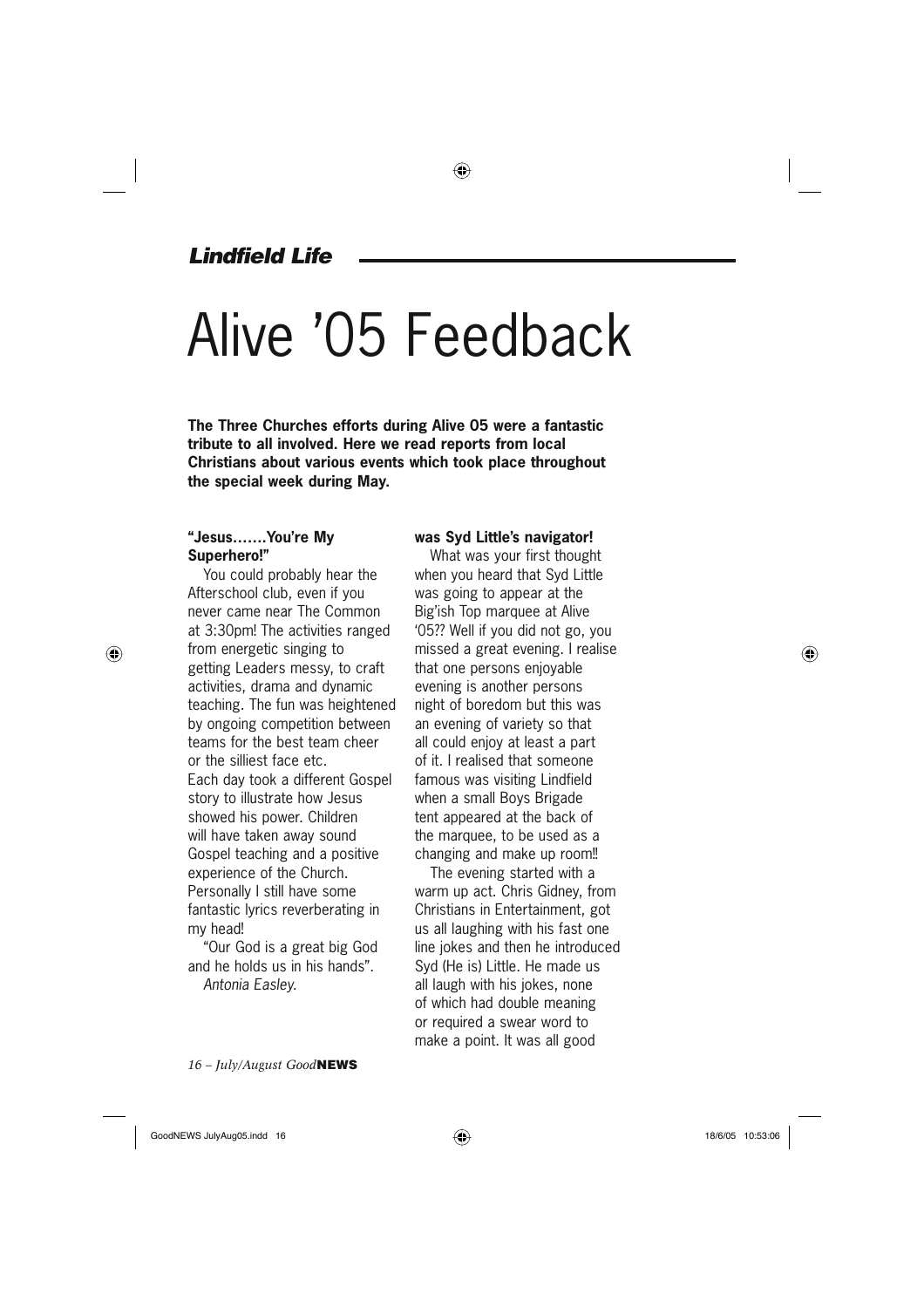*Lindfield Life*

# Alive '05 Feedback

**The Three Churches efforts during Alive 05 were a fantastic tribute to all involved. Here we read reports from local Christians about various events which took place throughout the special week during May.**

**"Jesus.......You're My Superhero!"**

You could probably hear the Afterschool club, even if you never came near The Common at 3:30pm! The activities ranged from energetic singing to getting Leaders messy, to craft activities, drama and dynamic teaching. The fun was heightened by ongoing competition between teams for the best team cheer or the silliest face etc.
Each day took a different Gospel story to illustrate how Jesus showed his power. Children will have taken away sound Gospel teaching and a positive experience of the Church. Personally I still have some fantastic lyrics reverberating in my head!

"Our God is a great big God and he holds us in his hands".

*Antonia Easley.*

**was Syd Little's navigator!**

What was your first thought when you heard that Syd Little was going to appear at the Big'ish Top marquee at Alive '05?? Well if you did not go, you missed a great evening. I realise that one persons enjoyable evening is another persons night of boredom but this was an evening of variety so that all could enjoy at least a part of it. I realised that someone famous was visiting Lindfield when a small Boys Brigade tent appeared at the back of the marquee, to be used as a changing and make up room!!

The evening started with a warm up act. Chris Gidney, from Christians in Entertainment, got us all laughing with his fast one line jokes and then he introduced Syd (He is) Little. He made us all laugh with his jokes, none of which had double meaning or required a swear word to make a point. It was all good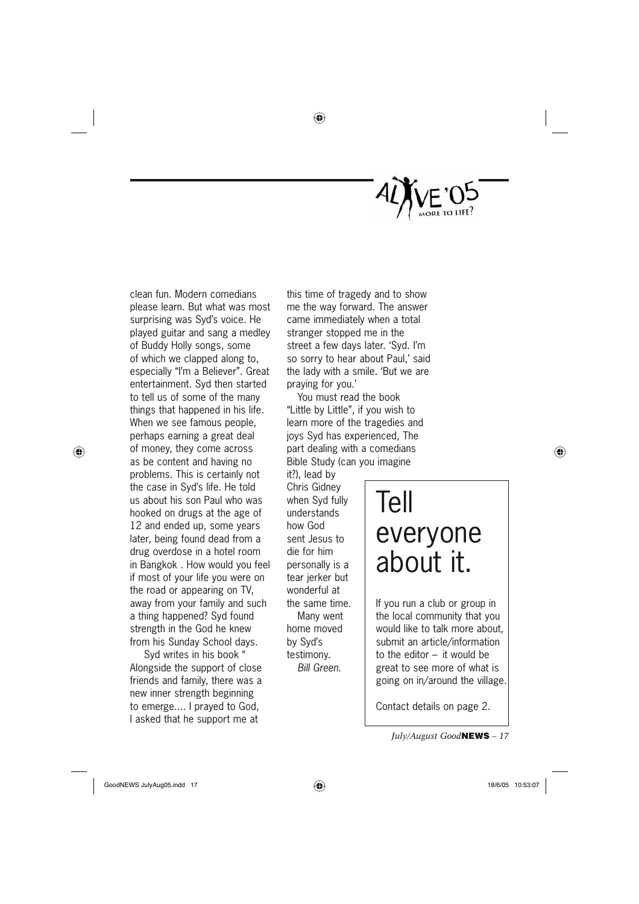clean fun. Modern comedians please learn. But what was most surprising was Syd's voice. He played guitar and sang a medley of Buddy Holly songs, some of which we clapped along to, especially "I'm a Believer". Great entertainment. Syd then started to tell us of some of the many things that happened in his life. When we see famous people, perhaps earning a great deal of money, they come across as be content and having no problems. This is certainly not the case in Syd's life. He told us about his son Paul who was hooked on drugs at the age of 12 and ended up, some years later, being found dead from a drug overdose in a hotel room in Bangkok . How would you feel if most of your life you were on the road or appearing on TV, away from your family and such a thing happened? Syd found strength in the God he knew from his Sunday School days.

Syd writes in his book " Alongside the support of close friends and family, there was a new inner strength beginning to emerge.... I prayed to God, I asked that he support me at this time of tragedy and to show me the way forward. The answer came immediately when a total stranger stopped me in the street a few days later. 'Syd. I'm so sorry to hear about Paul,' said the lady with a smile. 'But we are praying for you.'

You must read the book "Little by Little", if you wish to learn more of the tragedies and joys Syd has experienced, The part dealing with a comedians Bible Study (can you imagine it?), lead by Chris Gidney when Syd fully understands how God sent Jesus to die for him personally is a tear jerker but wonderful at the same time.

Many went home moved by Syd's testimony.

*Bill Green.*

# Tell everyone about it.

If you run a club or group in the local community that you would like to talk more about, submit an article/information to the editor – it would be great to see more of what is going on in/around the village.

Contact details on page 2.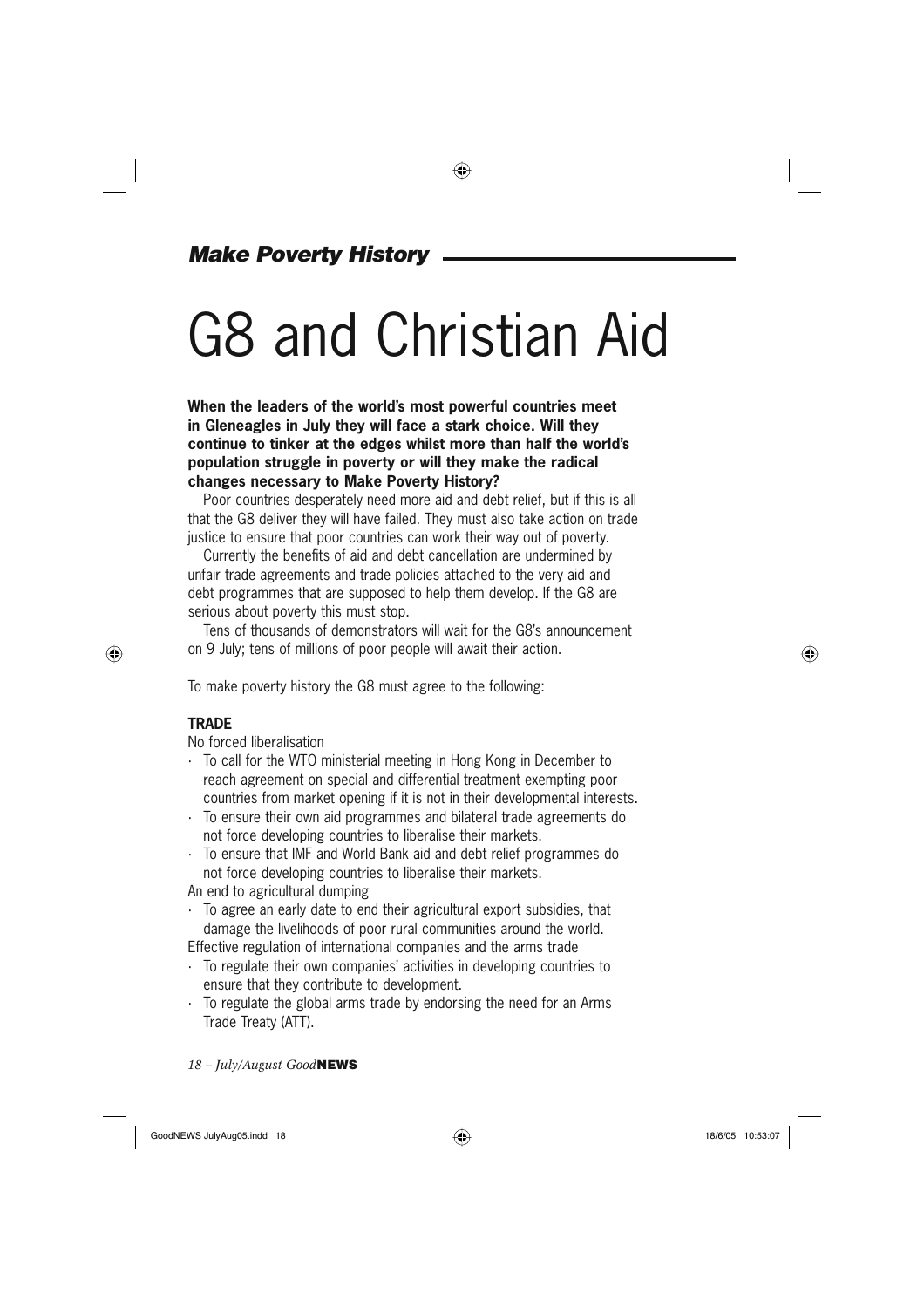***Make Poverty History***

# G8 and Christian Aid

**When the leaders of the world's most powerful countries meet in Gleneagles in July they will face a stark choice. Will they continue to tinker at the edges whilst more than half the world's population struggle in poverty or will they make the radical changes necessary to Make Poverty History?**

Poor countries desperately need more aid and debt relief, but if this is all that the G8 deliver they will have failed. They must also take action on trade justice to ensure that poor countries can work their way out of poverty.

Currently the benefits of aid and debt cancellation are undermined by unfair trade agreements and trade policies attached to the very aid and debt programmes that are supposed to help them develop. If the G8 are serious about poverty this must stop.

Tens of thousands of demonstrators will wait for the G8's announcement on 9 July; tens of millions of poor people will await their action.

To make poverty history the G8 must agree to the following:

**TRADE**

No forced liberalisation

- To call for the WTO ministerial meeting in Hong Kong in December to reach agreement on special and differential treatment exempting poor countries from market opening if it is not in their developmental interests.
- To ensure their own aid programmes and bilateral trade agreements do not force developing countries to liberalise their markets.
- To ensure that IMF and World Bank aid and debt relief programmes do not force developing countries to liberalise their markets.

An end to agricultural dumping

- To agree an early date to end their agricultural export subsidies, that damage the livelihoods of poor rural communities around the world.

Effective regulation of international companies and the arms trade

- To regulate their own companies' activities in developing countries to ensure that they contribute to development.
- To regulate the global arms trade by endorsing the need for an Arms Trade Treaty (ATT).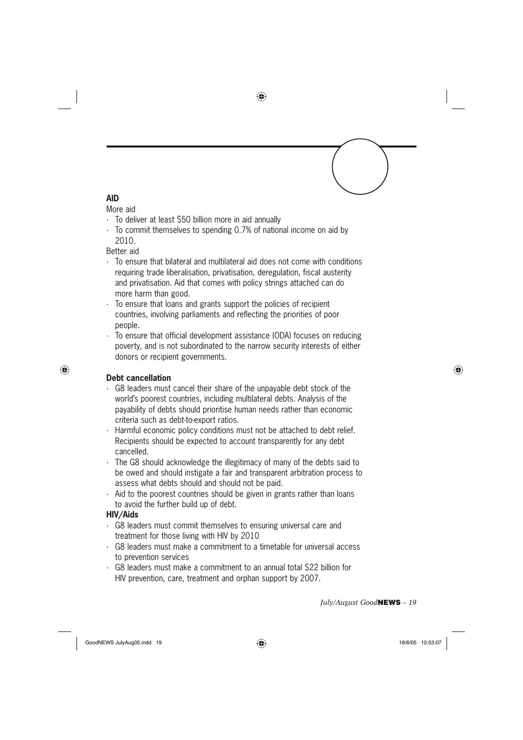## AID

More aid

- To deliver at least $50 billion more in aid annually
- To commit themselves to spending 0.7% of national income on aid by 2010.

Better aid

- To ensure that bilateral and multilateral aid does not come with conditions requiring trade liberalisation, privatisation, deregulation, fiscal austerity and privatisation. Aid that comes with policy strings attached can do more harm than good.
- To ensure that loans and grants support the policies of recipient countries, involving parliaments and reflecting the priorities of poor people.
- To ensure that official development assistance (ODA) focuses on reducing poverty, and is not subordinated to the narrow security interests of either donors or recipient governments.

### Debt cancellation

- G8 leaders must cancel their share of the unpayable debt stock of the world's poorest countries, including multilateral debts. Analysis of the payability of debts should prioritise human needs rather than economic criteria such as debt-to-export ratios.
- Harmful economic policy conditions must not be attached to debt relief. Recipients should be expected to account transparently for any debt cancelled.
- The G8 should acknowledge the illegitimacy of many of the debts said to be owed and should instigate a fair and transparent arbitration process to assess what debts should and should not be paid.
- Aid to the poorest countries should be given in grants rather than loans to avoid the further build up of debt.

### HIV/Aids

- G8 leaders must commit themselves to ensuring universal care and treatment for those living with HIV by 2010
- G8 leaders must make a commitment to a timetable for universal access to prevention services
- G8 leaders must make a commitment to an annual total $22 billion for HIV prevention, care, treatment and orphan support by 2007.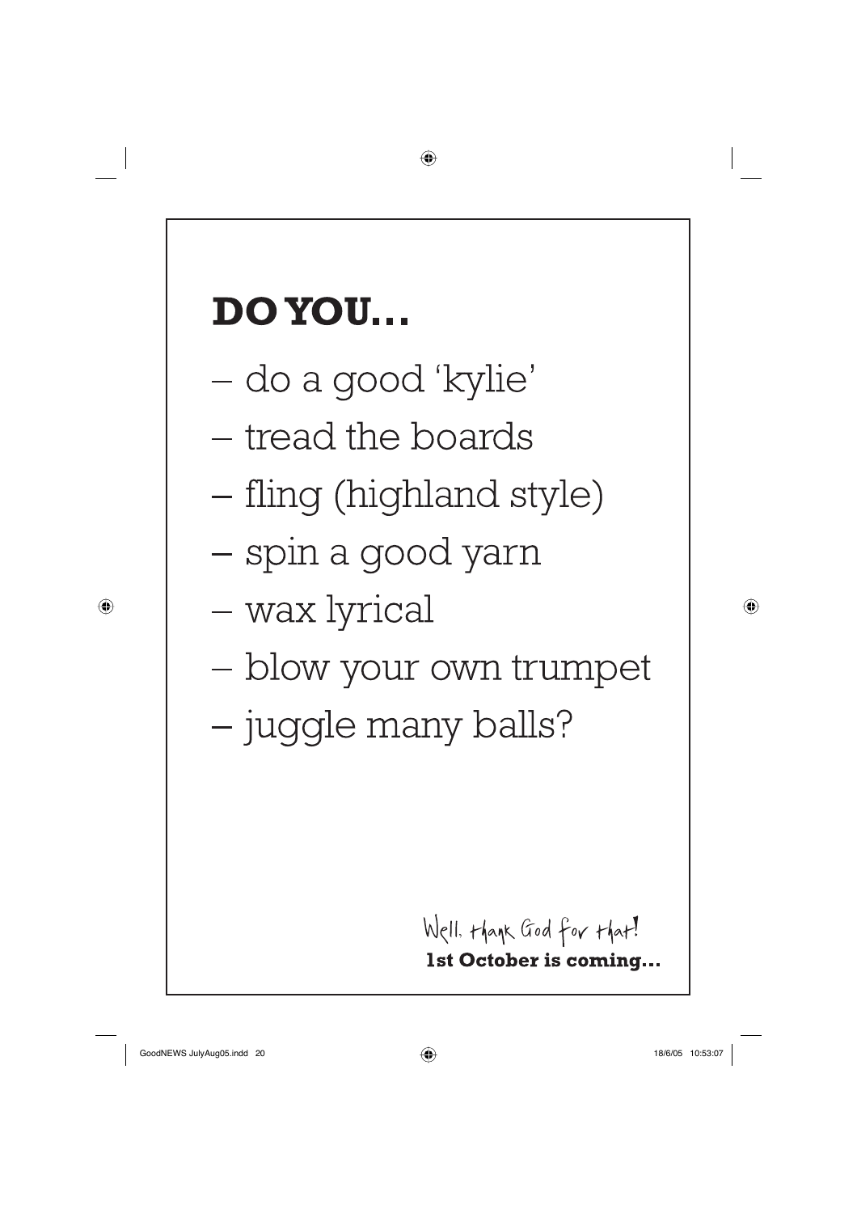# DO YOU…

- do a good 'kylie'
- tread the boards
- fling (highland style)
- spin a good yarn
- wax lyrical
- blow your own trumpet
- juggle many balls?

Well, thank God for that!

**1st October is coming…**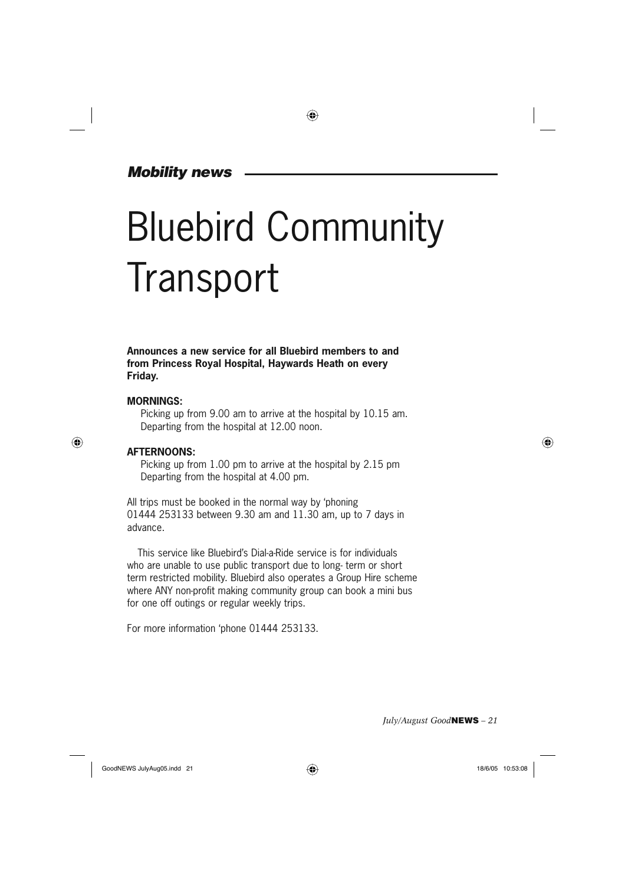*Mobility news*

# Bluebird Community Transport

**Announces a new service for all Bluebird members to and from Princess Royal Hospital, Haywards Heath on every Friday.**

**MORNINGS:**

Picking up from 9.00 am to arrive at the hospital by 10.15 am.
Departing from the hospital at 12.00 noon.

**AFTERNOONS:**

Picking up from 1.00 pm to arrive at the hospital by 2.15 pm
Departing from the hospital at 4.00 pm.

All trips must be booked in the normal way by 'phoning 01444 253133 between 9.30 am and 11.30 am, up to 7 days in advance.

This service like Bluebird's Dial-a-Ride service is for individuals who are unable to use public transport due to long- term or short term restricted mobility. Bluebird also operates a Group Hire scheme where ANY non-profit making community group can book a mini bus for one off outings or regular weekly trips.

For more information 'phone 01444 253133.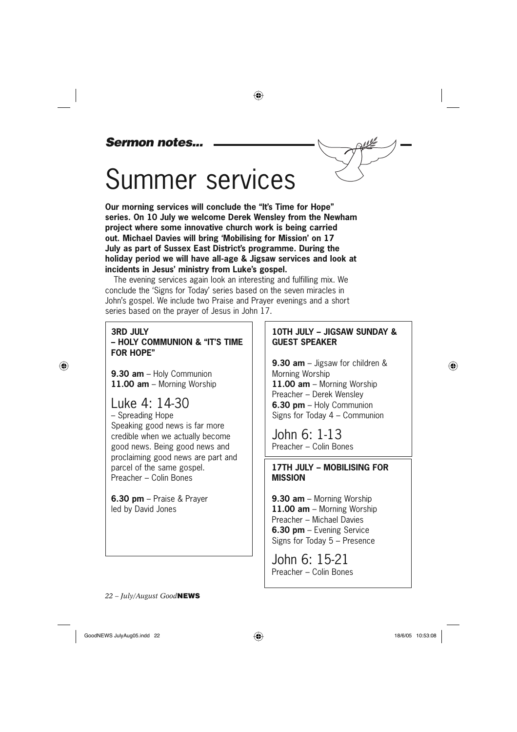*Sermon notes...*

# Summer services

**Our morning services will conclude the "It's Time for Hope" series. On 10 July we welcome Derek Wensley from the Newham project where some innovative church work is being carried out. Michael Davies will bring 'Mobilising for Mission' on 17 July as part of Sussex East District's programme. During the holiday period we will have all-age & Jigsaw services and look at incidents in Jesus' ministry from Luke's gospel.**

The evening services again look an interesting and fulfilling mix. We conclude the 'Signs for Today' series based on the seven miracles in John's gospel. We include two Praise and Prayer evenings and a short series based on the prayer of Jesus in John 17.

**3RD JULY – HOLY COMMUNION & "IT'S TIME FOR HOPE"**

**9.30 am** – Holy Communion
**11.00 am** – Morning Worship

## Luke 4: 14-30

– Spreading Hope
Speaking good news is far more credible when we actually become good news. Being good news and proclaiming good news are part and parcel of the same gospel.
Preacher – Colin Bones

**6.30 pm** – Praise & Prayer
led by David Jones

**10TH JULY – JIGSAW SUNDAY & GUEST SPEAKER**

**9.30 am** – Jigsaw for children & Morning Worship
**11.00 am** – Morning Worship
Preacher – Derek Wensley
**6.30 pm** – Holy Communion
Signs for Today 4 – Communion

## John 6: 1-13

Preacher – Colin Bones

**17TH JULY – MOBILISING FOR MISSION**

**9.30 am** – Morning Worship
**11.00 am** – Morning Worship
Preacher – Michael Davies
**6.30 pm** – Evening Service
Signs for Today 5 – Presence

## John 6: 15-21

Preacher – Colin Bones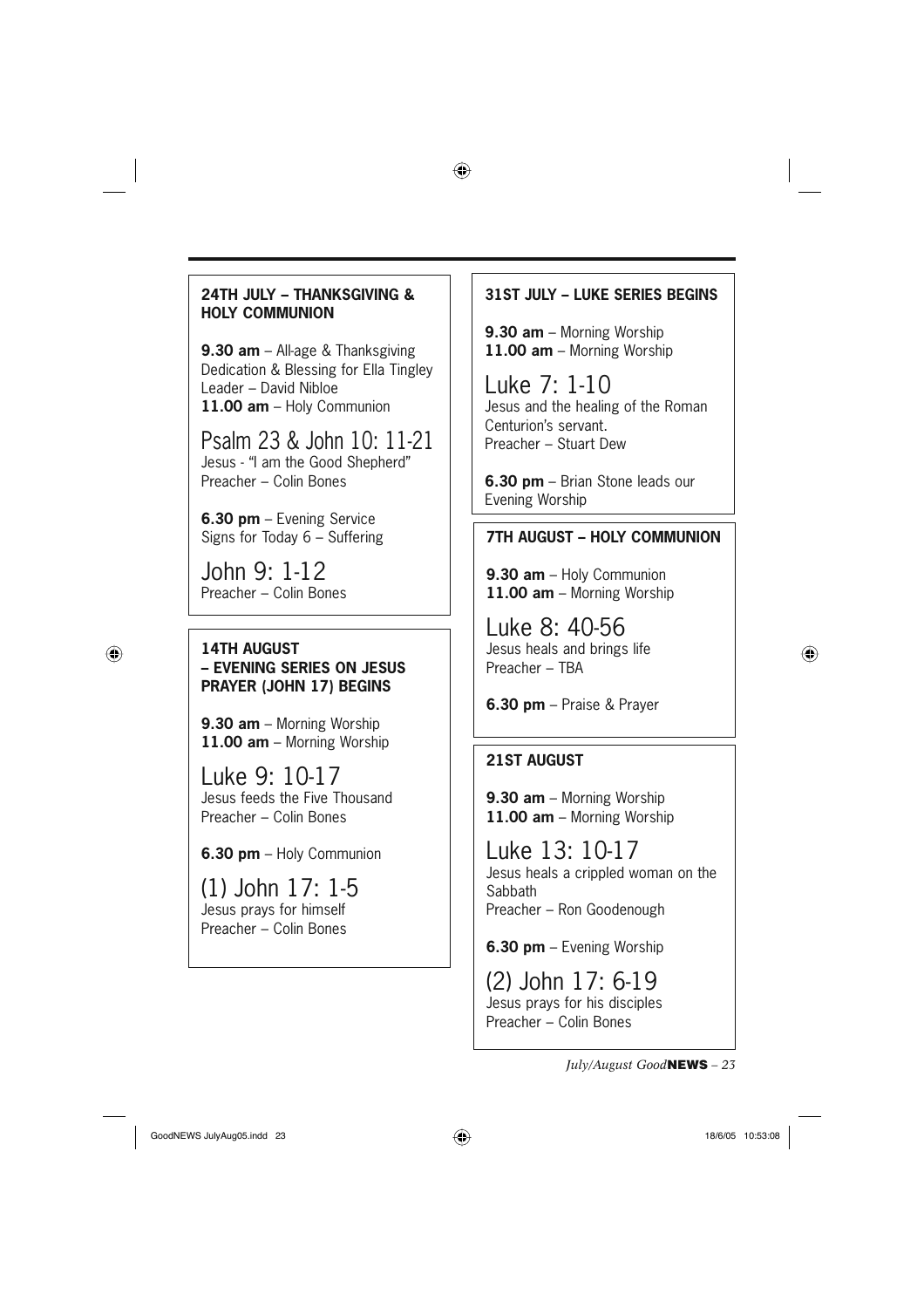## 24TH JULY – THANKSGIVING & HOLY COMMUNION

**9.30 am** – All-age & Thanksgiving Dedication & Blessing for Ella Tingley
Leader – David Nibloe
**11.00 am** – Holy Communion

### Psalm 23 & John 10: 11-21

Jesus - "I am the Good Shepherd"
Preacher – Colin Bones

**6.30 pm** – Evening Service
Signs for Today 6 – Suffering

### John 9: 1-12

Preacher – Colin Bones

## 14TH AUGUST – EVENING SERIES ON JESUS PRAYER (JOHN 17) BEGINS

**9.30 am** – Morning Worship
**11.00 am** – Morning Worship

### Luke 9: 10-17

Jesus feeds the Five Thousand
Preacher – Colin Bones

**6.30 pm** – Holy Communion

### (1) John 17: 1-5

Jesus prays for himself
Preacher – Colin Bones

## 31ST JULY – LUKE SERIES BEGINS

**9.30 am** – Morning Worship
**11.00 am** – Morning Worship

### Luke 7: 1-10

Jesus and the healing of the Roman Centurion's servant.
Preacher – Stuart Dew

**6.30 pm** – Brian Stone leads our Evening Worship

## 7TH AUGUST – HOLY COMMUNION

**9.30 am** – Holy Communion
**11.00 am** – Morning Worship

### Luke 8: 40-56

Jesus heals and brings life
Preacher – TBA

**6.30 pm** – Praise & Prayer

## 21ST AUGUST

**9.30 am** – Morning Worship
**11.00 am** – Morning Worship

### Luke 13: 10-17

Jesus heals a crippled woman on the Sabbath
Preacher – Ron Goodenough

**6.30 pm** – Evening Worship

### (2) John 17: 6-19

Jesus prays for his disciples
Preacher – Colin Bones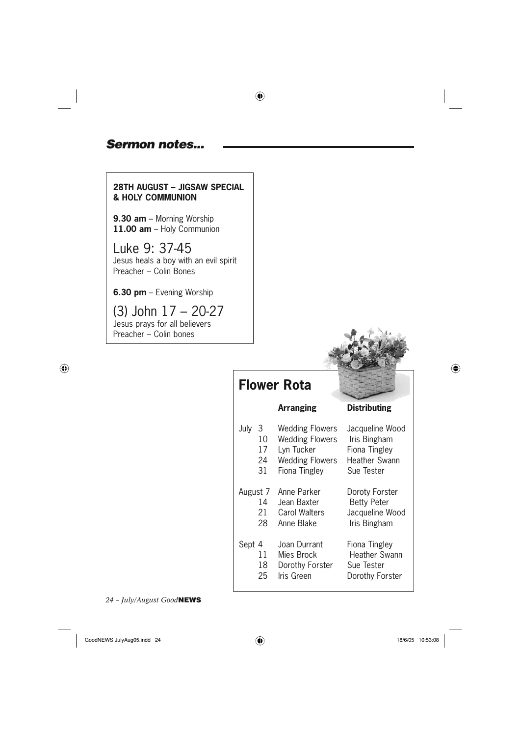## *Sermon notes...*

**28TH AUGUST – JIGSAW SPECIAL & HOLY COMMUNION**

**9.30 am** – Morning Worship
**11.00 am** – Holy Communion

### Luke 9: 37-45

Jesus heals a boy with an evil spirit
Preacher – Colin Bones

**6.30 pm** – Evening Worship

### (3) John 17 – 20-27

Jesus prays for all believers
Preacher – Colin bones

## Flower Rota

| | Arranging | Distributing |
|---|---|---|
| July 3 | Wedding Flowers | Jacqueline Wood |
| 10 | Wedding Flowers | Iris Bingham |
| 17 | Lyn Tucker | Fiona Tingley |
| 24 | Wedding Flowers | Heather Swann |
| 31 | Fiona Tingley | Sue Tester |
| August 7 | Anne Parker | Doroty Forster |
| 14 | Jean Baxter | Betty Peter |
| 21 | Carol Walters | Jacqueline Wood |
| 28 | Anne Blake | Iris Bingham |
| Sept 4 | Joan Durrant | Fiona Tingley |
| 11 | Mies Brock | Heather Swann |
| 18 | Dorothy Forster | Sue Tester |
| 25 | Iris Green | Dorothy Forster |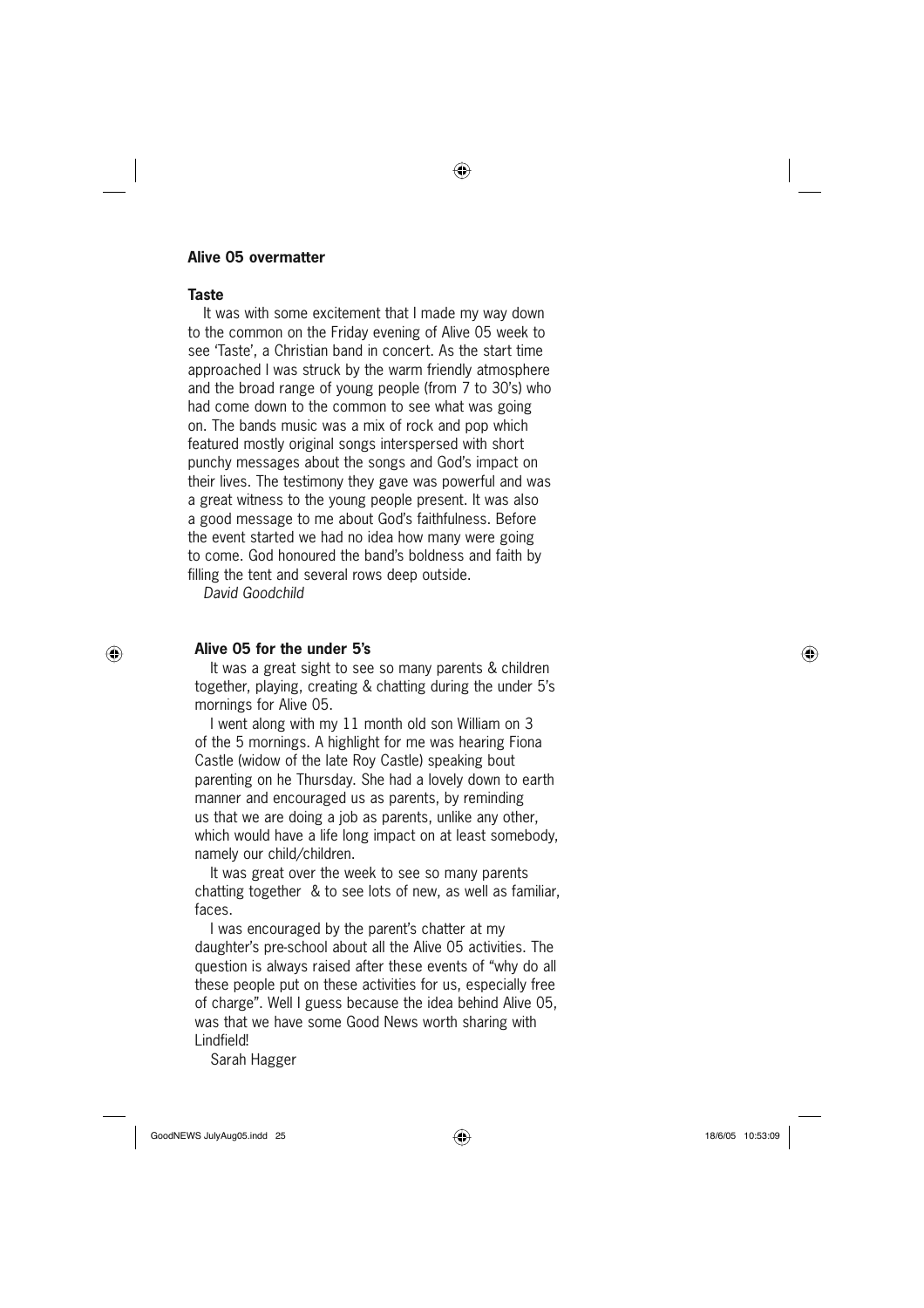## Alive 05 overmatter

### Taste

It was with some excitement that I made my way down to the common on the Friday evening of Alive 05 week to see 'Taste', a Christian band in concert. As the start time approached I was struck by the warm friendly atmosphere and the broad range of young people (from 7 to 30's) who had come down to the common to see what was going on. The bands music was a mix of rock and pop which featured mostly original songs interspersed with short punchy messages about the songs and God's impact on their lives. The testimony they gave was powerful and was a great witness to the young people present. It was also a good message to me about God's faithfulness. Before the event started we had no idea how many were going to come. God honoured the band's boldness and faith by filling the tent and several rows deep outside.

*David Goodchild*

### Alive 05 for the under 5's

It was a great sight to see so many parents & children together, playing, creating & chatting during the under 5's mornings for Alive 05.

I went along with my 11 month old son William on 3 of the 5 mornings. A highlight for me was hearing Fiona Castle (widow of the late Roy Castle) speaking bout parenting on he Thursday. She had a lovely down to earth manner and encouraged us as parents, by reminding us that we are doing a job as parents, unlike any other, which would have a life long impact on at least somebody, namely our child/children.

It was great over the week to see so many parents chatting together & to see lots of new, as well as familiar, faces.

I was encouraged by the parent's chatter at my daughter's pre-school about all the Alive 05 activities. The question is always raised after these events of "why do all these people put on these activities for us, especially free of charge". Well I guess because the idea behind Alive 05, was that we have some Good News worth sharing with Lindfield!

Sarah Hagger